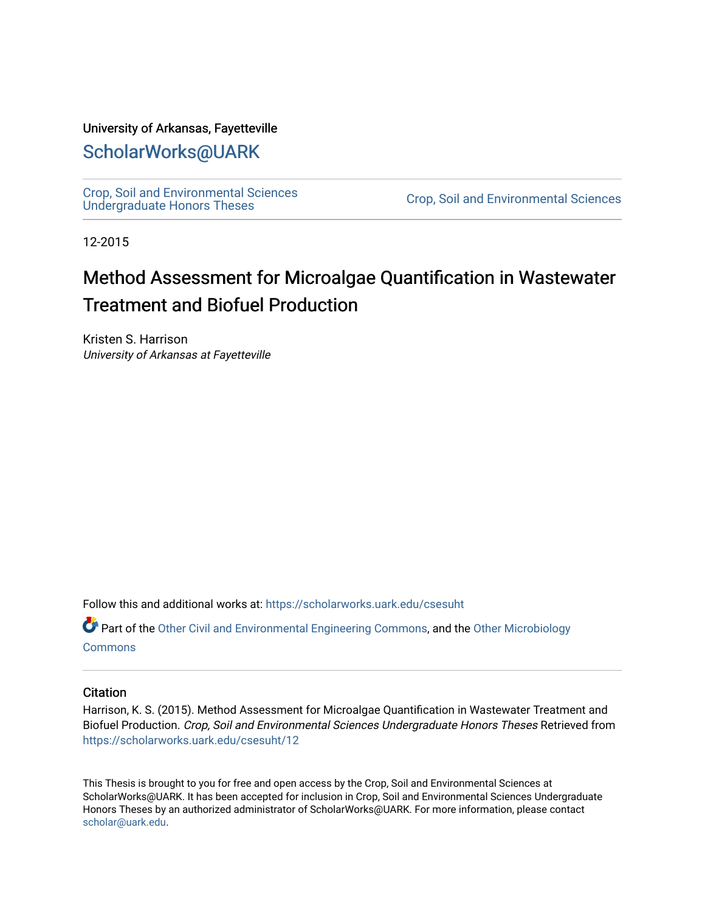University of Arkansas, Fayetteville

# ScholarWorks@UARK

Crop, Soil and Environmental Sciences Undergraduate Honors Theses

Crop, Soil and Environmental Sciences

12-2015

# Method Assessment for Microalgae Quantification in Wastewater Treatment and Biofuel Production

Kristen S. Harrison
*University of Arkansas at Fayetteville*

Follow this and additional works at: https://scholarworks.uark.edu/csesuht

Part of the Other Civil and Environmental Engineering Commons, and the Other Microbiology Commons

## Citation

Harrison, K. S. (2015). Method Assessment for Microalgae Quantification in Wastewater Treatment and Biofuel Production. *Crop, Soil and Environmental Sciences Undergraduate Honors Theses* Retrieved from https://scholarworks.uark.edu/csesuht/12

This Thesis is brought to you for free and open access by the Crop, Soil and Environmental Sciences at ScholarWorks@UARK. It has been accepted for inclusion in Crop, Soil and Environmental Sciences Undergraduate Honors Theses by an authorized administrator of ScholarWorks@UARK. For more information, please contact scholar@uark.edu.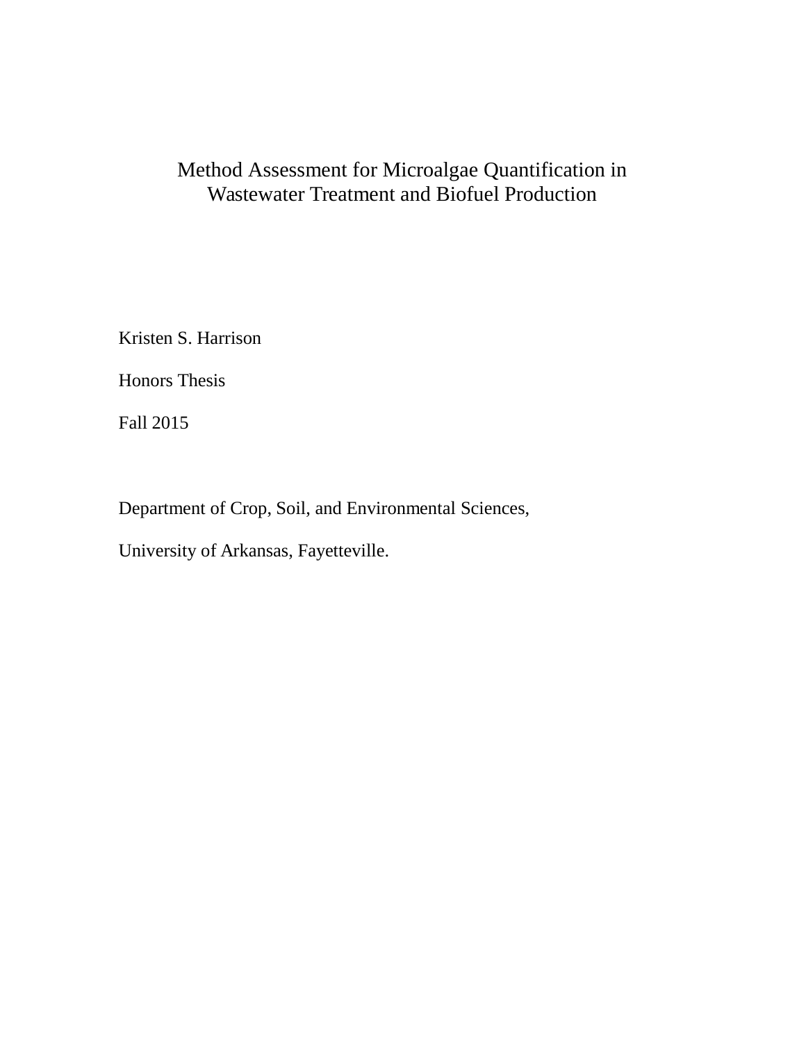# Method Assessment for Microalgae Quantification in Wastewater Treatment and Biofuel Production

Kristen S. Harrison

Honors Thesis

Fall 2015

Department of Crop, Soil, and Environmental Sciences,

University of Arkansas, Fayetteville.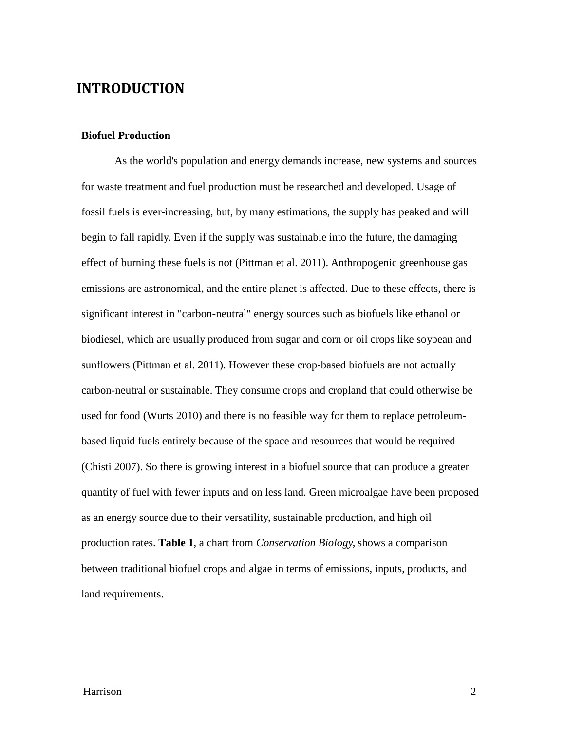# INTRODUCTION

### Biofuel Production

As the world's population and energy demands increase, new systems and sources for waste treatment and fuel production must be researched and developed. Usage of fossil fuels is ever-increasing, but, by many estimations, the supply has peaked and will begin to fall rapidly. Even if the supply was sustainable into the future, the damaging effect of burning these fuels is not (Pittman et al. 2011). Anthropogenic greenhouse gas emissions are astronomical, and the entire planet is affected. Due to these effects, there is significant interest in "carbon-neutral" energy sources such as biofuels like ethanol or biodiesel, which are usually produced from sugar and corn or oil crops like soybean and sunflowers (Pittman et al. 2011). However these crop-based biofuels are not actually carbon-neutral or sustainable. They consume crops and cropland that could otherwise be used for food (Wurts 2010) and there is no feasible way for them to replace petroleum-based liquid fuels entirely because of the space and resources that would be required (Chisti 2007). So there is growing interest in a biofuel source that can produce a greater quantity of fuel with fewer inputs and on less land. Green microalgae have been proposed as an energy source due to their versatility, sustainable production, and high oil production rates. **Table 1**, a chart from *Conservation Biology*, shows a comparison between traditional biofuel crops and algae in terms of emissions, inputs, products, and land requirements.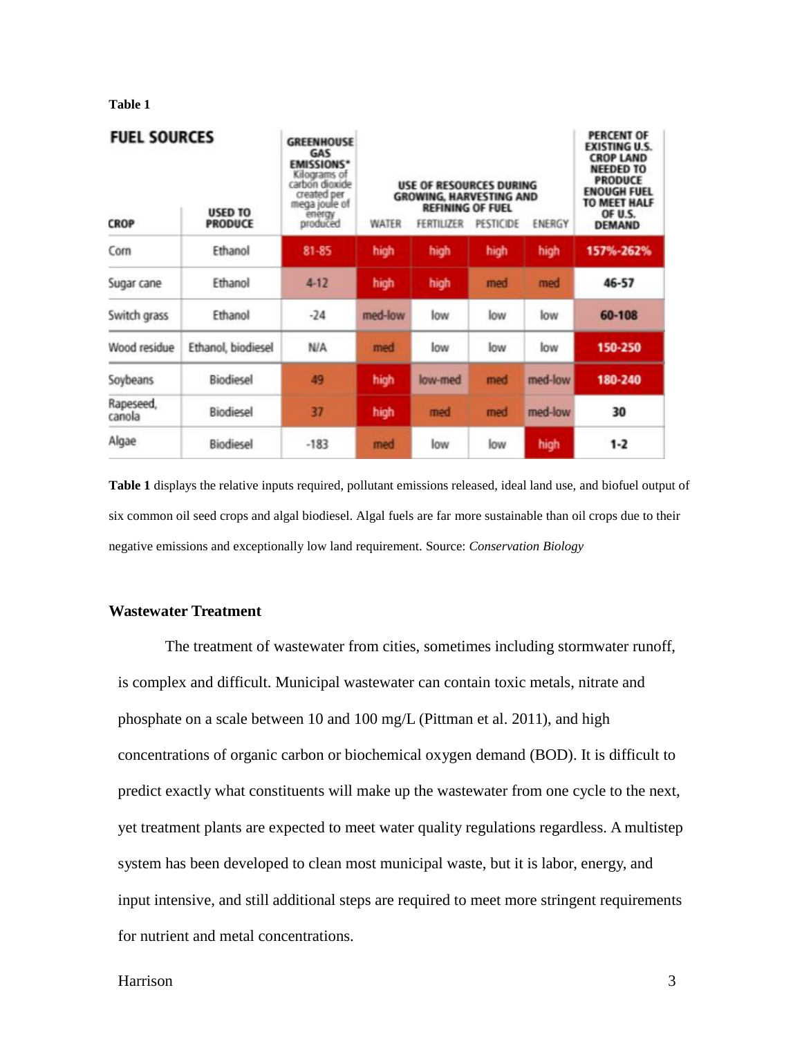**Table 1**

| FUEL SOURCES |  | GREENHOUSE GAS EMISSIONS* Kilograms of carbon dioxide created per mega joule of energy produced | USE OF RESOURCES DURING GROWING, HARVESTING AND REFINING OF FUEL |  |  |  | PERCENT OF EXISTING U.S. CROP LAND NEEDED TO PRODUCE ENOUGH FUEL TO MEET HALF OF U.S. DEMAND |
|---|---|---|---|---|---|---|---|
| CROP | USED TO PRODUCE |  | WATER | FERTILIZER | PESTICIDE | ENERGY |  |
| Corn | Ethanol | 81-85 | high | high | high | high | 157%-262% |
| Sugar cane | Ethanol | 4-12 | high | high | med | med | 46-57 |
| Switch grass | Ethanol | -24 | med-low | low | low | low | 60-108 |
| Wood residue | Ethanol, biodiesel | N/A | med | low | low | low | 150-250 |
| Soybeans | Biodiesel | 49 | high | low-med | med | med-low | 180-240 |
| Rapeseed, canola | Biodiesel | 37 | high | med | med | med-low | 30 |
| Algae | Biodiesel | -183 | med | low | low | high | 1-2 |

**Table 1** displays the relative inputs required, pollutant emissions released, ideal land use, and biofuel output of six common oil seed crops and algal biodiesel. Algal fuels are far more sustainable than oil crops due to their negative emissions and exceptionally low land requirement. Source: *Conservation Biology*

### Wastewater Treatment

The treatment of wastewater from cities, sometimes including stormwater runoff, is complex and difficult. Municipal wastewater can contain toxic metals, nitrate and phosphate on a scale between 10 and 100 mg/L (Pittman et al. 2011), and high concentrations of organic carbon or biochemical oxygen demand (BOD). It is difficult to predict exactly what constituents will make up the wastewater from one cycle to the next, yet treatment plants are expected to meet water quality regulations regardless. A multistep system has been developed to clean most municipal waste, but it is labor, energy, and input intensive, and still additional steps are required to meet more stringent requirements for nutrient and metal concentrations.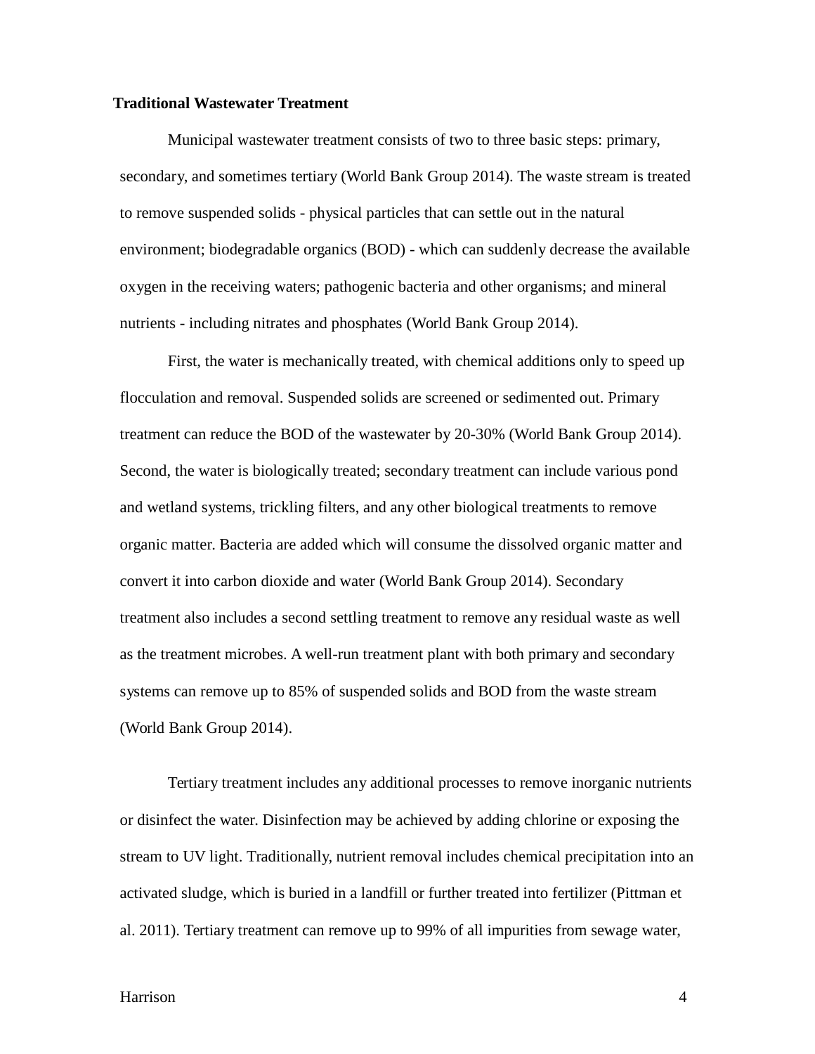**Traditional Wastewater Treatment**

Municipal wastewater treatment consists of two to three basic steps: primary, secondary, and sometimes tertiary (World Bank Group 2014). The waste stream is treated to remove suspended solids - physical particles that can settle out in the natural environment; biodegradable organics (BOD) - which can suddenly decrease the available oxygen in the receiving waters; pathogenic bacteria and other organisms; and mineral nutrients - including nitrates and phosphates (World Bank Group 2014).

First, the water is mechanically treated, with chemical additions only to speed up flocculation and removal. Suspended solids are screened or sedimented out. Primary treatment can reduce the BOD of the wastewater by 20-30% (World Bank Group 2014). Second, the water is biologically treated; secondary treatment can include various pond and wetland systems, trickling filters, and any other biological treatments to remove organic matter. Bacteria are added which will consume the dissolved organic matter and convert it into carbon dioxide and water (World Bank Group 2014). Secondary treatment also includes a second settling treatment to remove any residual waste as well as the treatment microbes. A well-run treatment plant with both primary and secondary systems can remove up to 85% of suspended solids and BOD from the waste stream (World Bank Group 2014).

Tertiary treatment includes any additional processes to remove inorganic nutrients or disinfect the water. Disinfection may be achieved by adding chlorine or exposing the stream to UV light. Traditionally, nutrient removal includes chemical precipitation into an activated sludge, which is buried in a landfill or further treated into fertilizer (Pittman et al. 2011). Tertiary treatment can remove up to 99% of all impurities from sewage water,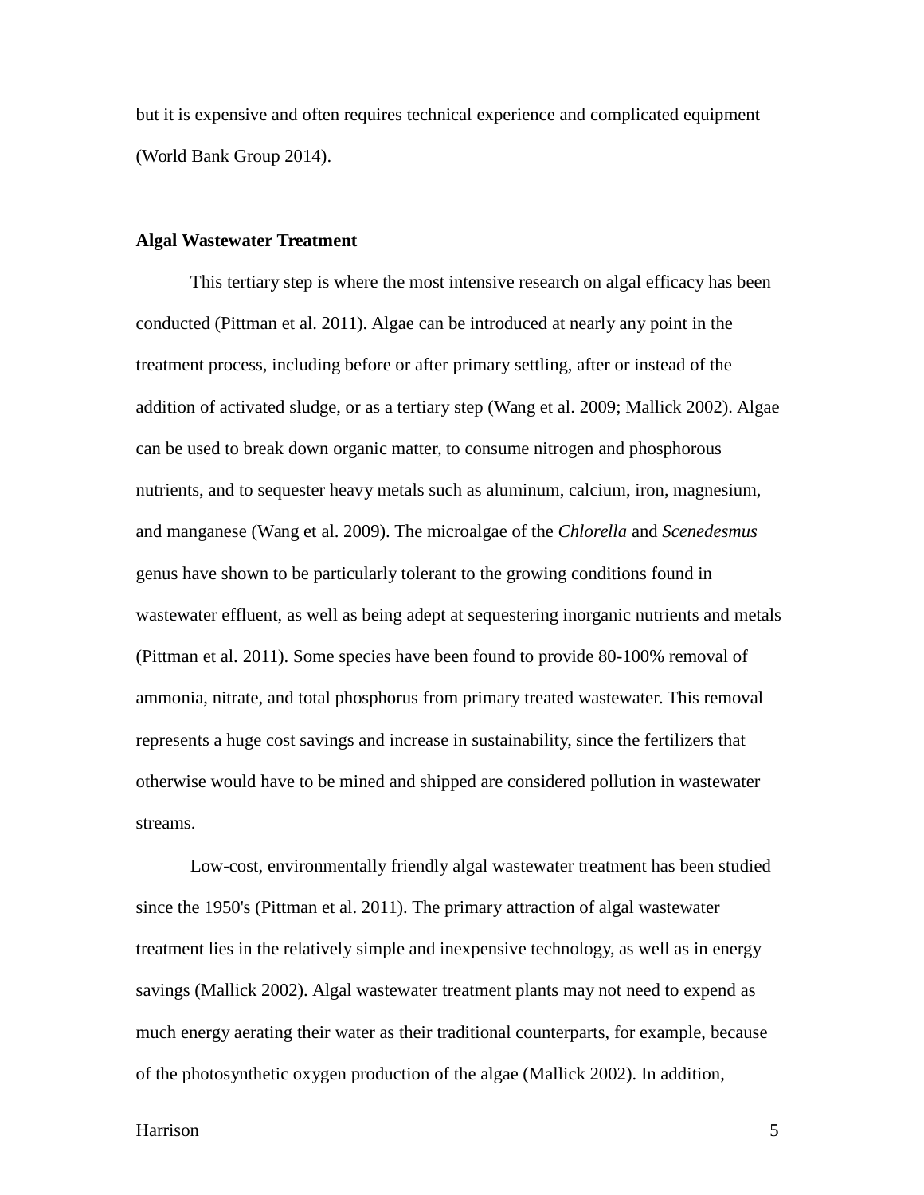but it is expensive and often requires technical experience and complicated equipment (World Bank Group 2014).

### Algal Wastewater Treatment

This tertiary step is where the most intensive research on algal efficacy has been conducted (Pittman et al. 2011). Algae can be introduced at nearly any point in the treatment process, including before or after primary settling, after or instead of the addition of activated sludge, or as a tertiary step (Wang et al. 2009; Mallick 2002). Algae can be used to break down organic matter, to consume nitrogen and phosphorous nutrients, and to sequester heavy metals such as aluminum, calcium, iron, magnesium, and manganese (Wang et al. 2009). The microalgae of the *Chlorella* and *Scenedesmus* genus have shown to be particularly tolerant to the growing conditions found in wastewater effluent, as well as being adept at sequestering inorganic nutrients and metals (Pittman et al. 2011). Some species have been found to provide 80-100% removal of ammonia, nitrate, and total phosphorus from primary treated wastewater. This removal represents a huge cost savings and increase in sustainability, since the fertilizers that otherwise would have to be mined and shipped are considered pollution in wastewater streams.

Low-cost, environmentally friendly algal wastewater treatment has been studied since the 1950's (Pittman et al. 2011). The primary attraction of algal wastewater treatment lies in the relatively simple and inexpensive technology, as well as in energy savings (Mallick 2002). Algal wastewater treatment plants may not need to expend as much energy aerating their water as their traditional counterparts, for example, because of the photosynthetic oxygen production of the algae (Mallick 2002). In addition,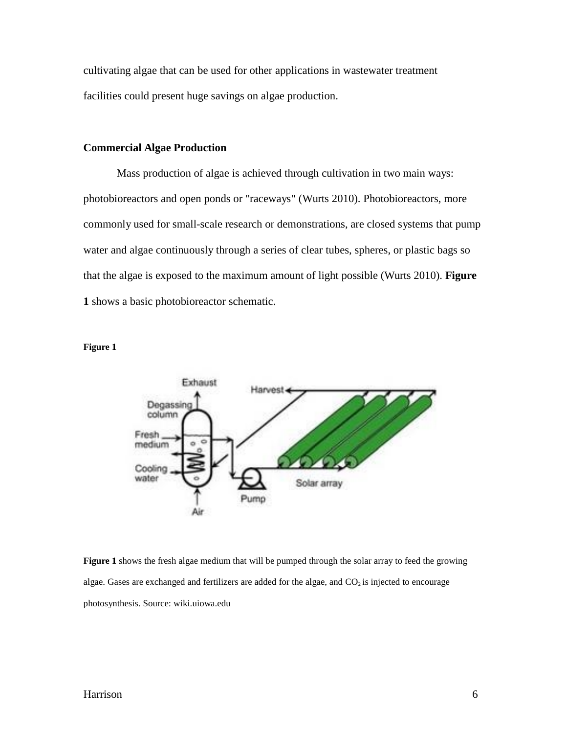cultivating algae that can be used for other applications in wastewater treatment facilities could present huge savings on algae production.

### Commercial Algae Production

Mass production of algae is achieved through cultivation in two main ways: photobioreactors and open ponds or "raceways" (Wurts 2010). Photobioreactors, more commonly used for small-scale research or demonstrations, are closed systems that pump water and algae continuously through a series of clear tubes, spheres, or plastic bags so that the algae is exposed to the maximum amount of light possible (Wurts 2010). **Figure 1** shows a basic photobioreactor schematic.

**Figure 1**

**Figure 1** shows the fresh algae medium that will be pumped through the solar array to feed the growing algae. Gases are exchanged and fertilizers are added for the algae, and $CO_2$ is injected to encourage photosynthesis. Source: wiki.uiowa.edu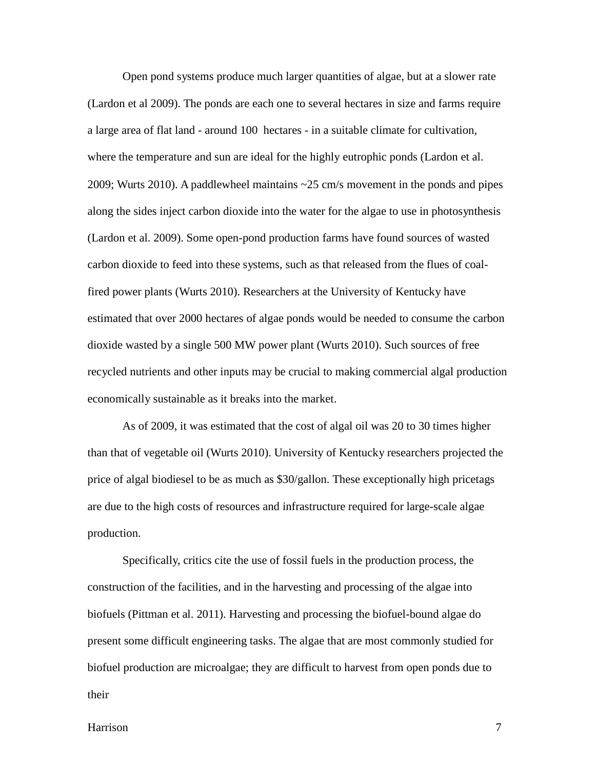Open pond systems produce much larger quantities of algae, but at a slower rate (Lardon et al 2009). The ponds are each one to several hectares in size and farms require a large area of flat land - around 100 hectares - in a suitable climate for cultivation, where the temperature and sun are ideal for the highly eutrophic ponds (Lardon et al. 2009; Wurts 2010). A paddlewheel maintains ~25 cm/s movement in the ponds and pipes along the sides inject carbon dioxide into the water for the algae to use in photosynthesis (Lardon et al. 2009). Some open-pond production farms have found sources of wasted carbon dioxide to feed into these systems, such as that released from the flues of coal-fired power plants (Wurts 2010). Researchers at the University of Kentucky have estimated that over 2000 hectares of algae ponds would be needed to consume the carbon dioxide wasted by a single 500 MW power plant (Wurts 2010). Such sources of free recycled nutrients and other inputs may be crucial to making commercial algal production economically sustainable as it breaks into the market.

As of 2009, it was estimated that the cost of algal oil was 20 to 30 times higher than that of vegetable oil (Wurts 2010). University of Kentucky researchers projected the price of algal biodiesel to be as much as $30/gallon. These exceptionally high pricetags are due to the high costs of resources and infrastructure required for large-scale algae production.

Specifically, critics cite the use of fossil fuels in the production process, the construction of the facilities, and in the harvesting and processing of the algae into biofuels (Pittman et al. 2011). Harvesting and processing the biofuel-bound algae do present some difficult engineering tasks. The algae that are most commonly studied for biofuel production are microalgae; they are difficult to harvest from open ponds due to their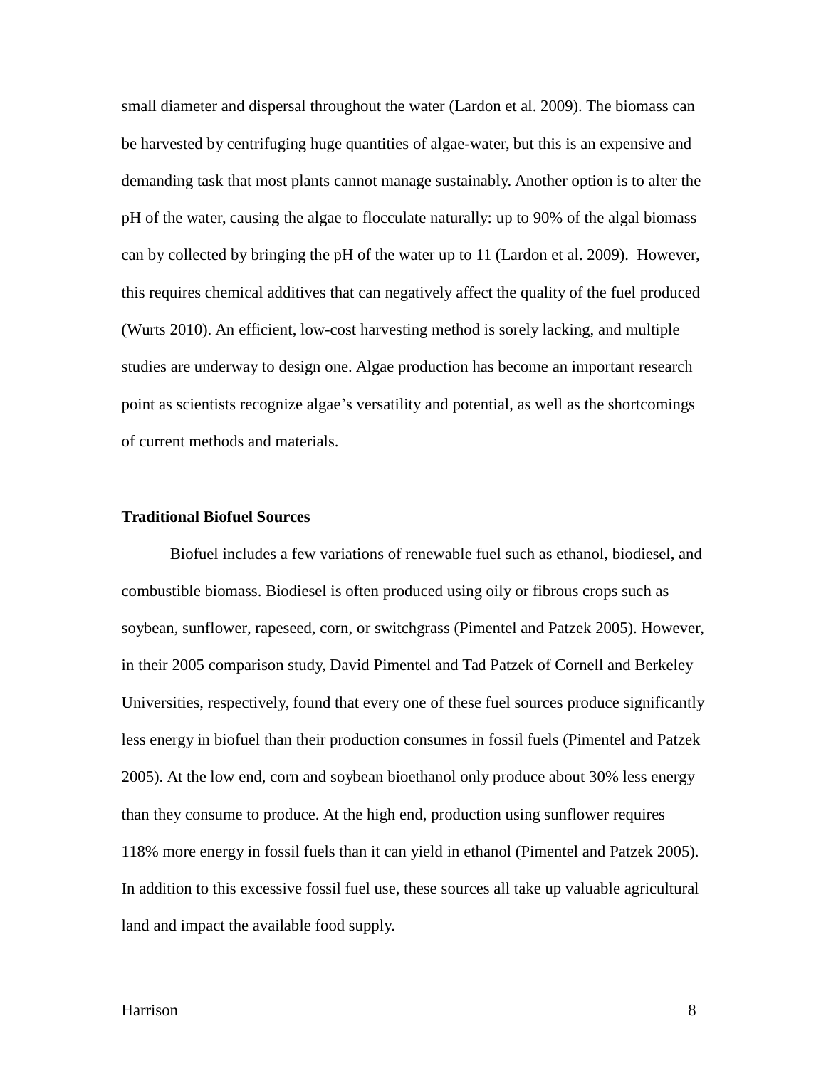small diameter and dispersal throughout the water (Lardon et al. 2009). The biomass can be harvested by centrifuging huge quantities of algae-water, but this is an expensive and demanding task that most plants cannot manage sustainably. Another option is to alter the pH of the water, causing the algae to flocculate naturally: up to 90% of the algal biomass can by collected by bringing the pH of the water up to 11 (Lardon et al. 2009). However, this requires chemical additives that can negatively affect the quality of the fuel produced (Wurts 2010). An efficient, low-cost harvesting method is sorely lacking, and multiple studies are underway to design one. Algae production has become an important research point as scientists recognize algae's versatility and potential, as well as the shortcomings of current methods and materials.

**Traditional Biofuel Sources**

Biofuel includes a few variations of renewable fuel such as ethanol, biodiesel, and combustible biomass. Biodiesel is often produced using oily or fibrous crops such as soybean, sunflower, rapeseed, corn, or switchgrass (Pimentel and Patzek 2005). However, in their 2005 comparison study, David Pimentel and Tad Patzek of Cornell and Berkeley Universities, respectively, found that every one of these fuel sources produce significantly less energy in biofuel than their production consumes in fossil fuels (Pimentel and Patzek 2005). At the low end, corn and soybean bioethanol only produce about 30% less energy than they consume to produce. At the high end, production using sunflower requires 118% more energy in fossil fuels than it can yield in ethanol (Pimentel and Patzek 2005). In addition to this excessive fossil fuel use, these sources all take up valuable agricultural land and impact the available food supply.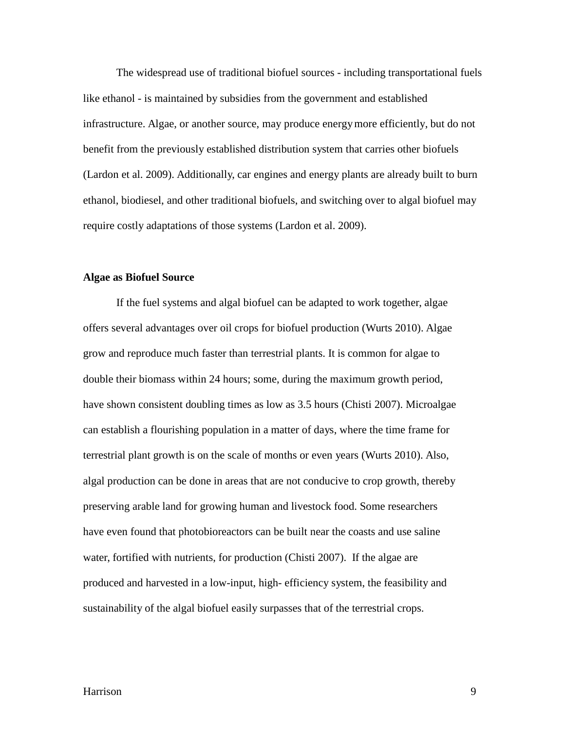The widespread use of traditional biofuel sources - including transportational fuels like ethanol - is maintained by subsidies from the government and established infrastructure. Algae, or another source, may produce energy more efficiently, but do not benefit from the previously established distribution system that carries other biofuels (Lardon et al. 2009). Additionally, car engines and energy plants are already built to burn ethanol, biodiesel, and other traditional biofuels, and switching over to algal biofuel may require costly adaptations of those systems (Lardon et al. 2009).

**Algae as Biofuel Source**

If the fuel systems and algal biofuel can be adapted to work together, algae offers several advantages over oil crops for biofuel production (Wurts 2010). Algae grow and reproduce much faster than terrestrial plants. It is common for algae to double their biomass within 24 hours; some, during the maximum growth period, have shown consistent doubling times as low as 3.5 hours (Chisti 2007). Microalgae can establish a flourishing population in a matter of days, where the time frame for terrestrial plant growth is on the scale of months or even years (Wurts 2010). Also, algal production can be done in areas that are not conducive to crop growth, thereby preserving arable land for growing human and livestock food. Some researchers have even found that photobioreactors can be built near the coasts and use saline water, fortified with nutrients, for production (Chisti 2007). If the algae are produced and harvested in a low-input, high- efficiency system, the feasibility and sustainability of the algal biofuel easily surpasses that of the terrestrial crops.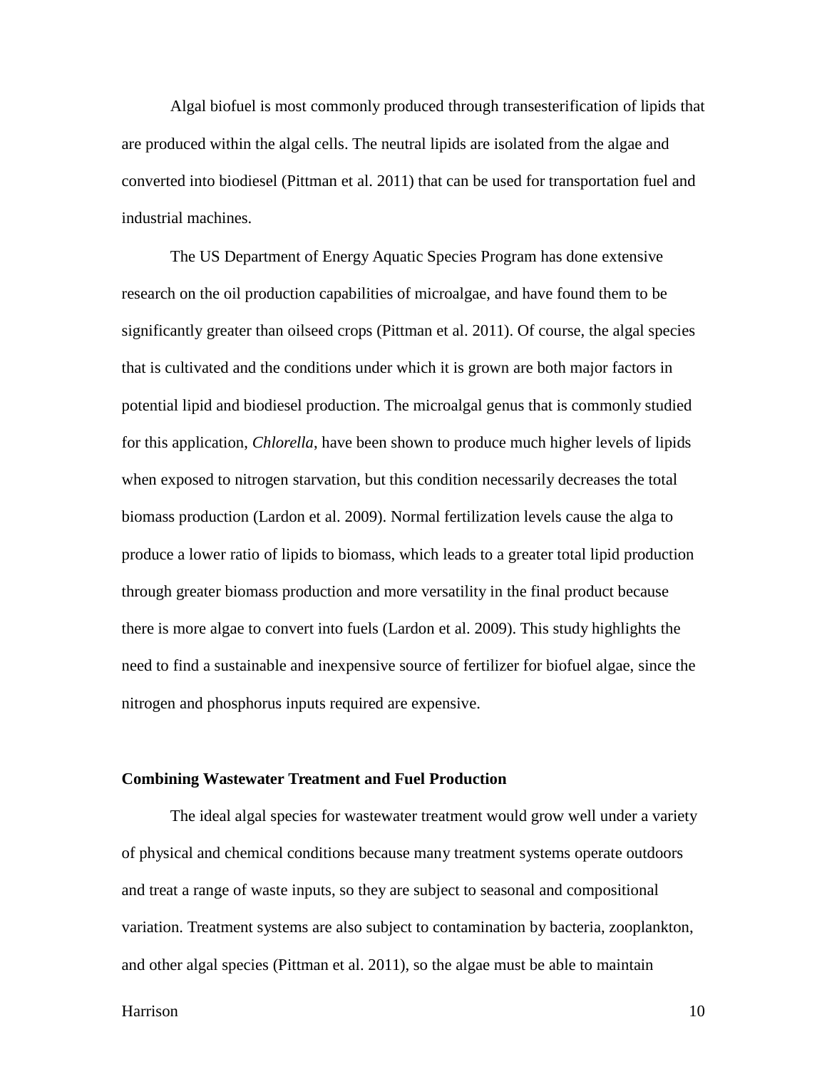Algal biofuel is most commonly produced through transesterification of lipids that are produced within the algal cells. The neutral lipids are isolated from the algae and converted into biodiesel (Pittman et al. 2011) that can be used for transportation fuel and industrial machines.

The US Department of Energy Aquatic Species Program has done extensive research on the oil production capabilities of microalgae, and have found them to be significantly greater than oilseed crops (Pittman et al. 2011). Of course, the algal species that is cultivated and the conditions under which it is grown are both major factors in potential lipid and biodiesel production. The microalgal genus that is commonly studied for this application, *Chlorella*, have been shown to produce much higher levels of lipids when exposed to nitrogen starvation, but this condition necessarily decreases the total biomass production (Lardon et al. 2009). Normal fertilization levels cause the alga to produce a lower ratio of lipids to biomass, which leads to a greater total lipid production through greater biomass production and more versatility in the final product because there is more algae to convert into fuels (Lardon et al. 2009). This study highlights the need to find a sustainable and inexpensive source of fertilizer for biofuel algae, since the nitrogen and phosphorus inputs required are expensive.

**Combining Wastewater Treatment and Fuel Production**

The ideal algal species for wastewater treatment would grow well under a variety of physical and chemical conditions because many treatment systems operate outdoors and treat a range of waste inputs, so they are subject to seasonal and compositional variation. Treatment systems are also subject to contamination by bacteria, zooplankton, and other algal species (Pittman et al. 2011), so the algae must be able to maintain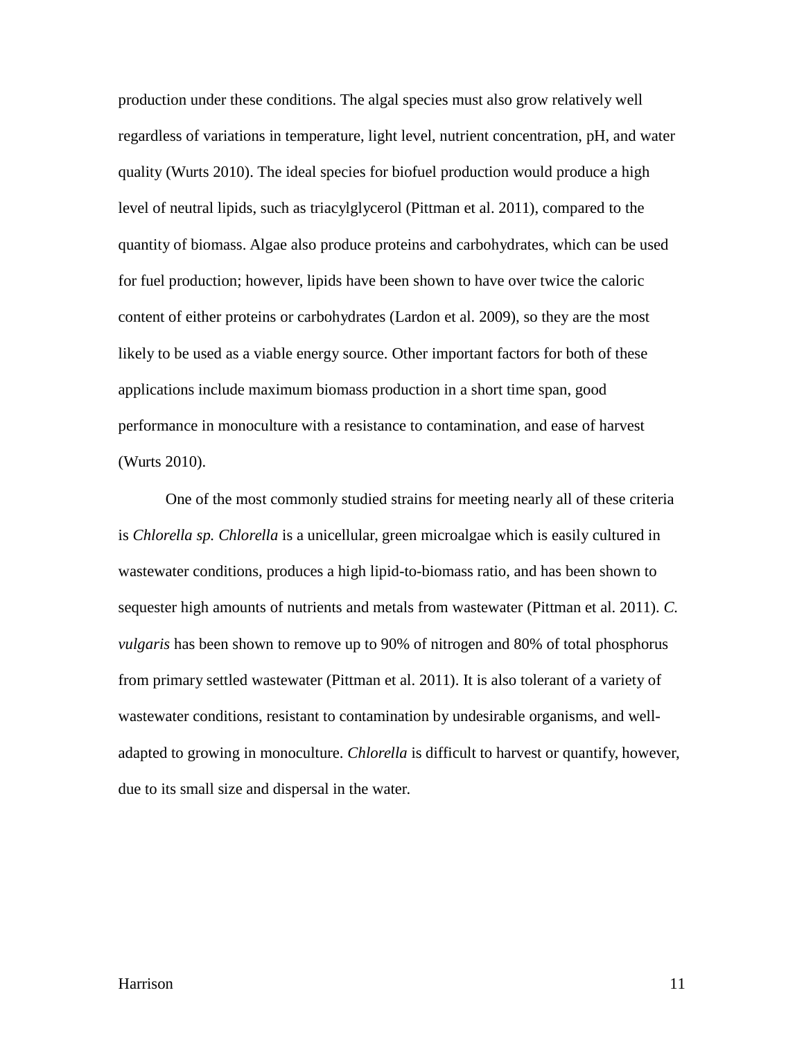production under these conditions. The algal species must also grow relatively well regardless of variations in temperature, light level, nutrient concentration, pH, and water quality (Wurts 2010). The ideal species for biofuel production would produce a high level of neutral lipids, such as triacylglycerol (Pittman et al. 2011), compared to the quantity of biomass. Algae also produce proteins and carbohydrates, which can be used for fuel production; however, lipids have been shown to have over twice the caloric content of either proteins or carbohydrates (Lardon et al. 2009), so they are the most likely to be used as a viable energy source. Other important factors for both of these applications include maximum biomass production in a short time span, good performance in monoculture with a resistance to contamination, and ease of harvest (Wurts 2010).

One of the most commonly studied strains for meeting nearly all of these criteria is *Chlorella sp. Chlorella* is a unicellular, green microalgae which is easily cultured in wastewater conditions, produces a high lipid-to-biomass ratio, and has been shown to sequester high amounts of nutrients and metals from wastewater (Pittman et al. 2011). *C. vulgaris* has been shown to remove up to 90% of nitrogen and 80% of total phosphorus from primary settled wastewater (Pittman et al. 2011). It is also tolerant of a variety of wastewater conditions, resistant to contamination by undesirable organisms, and well-adapted to growing in monoculture. *Chlorella* is difficult to harvest or quantify, however, due to its small size and dispersal in the water.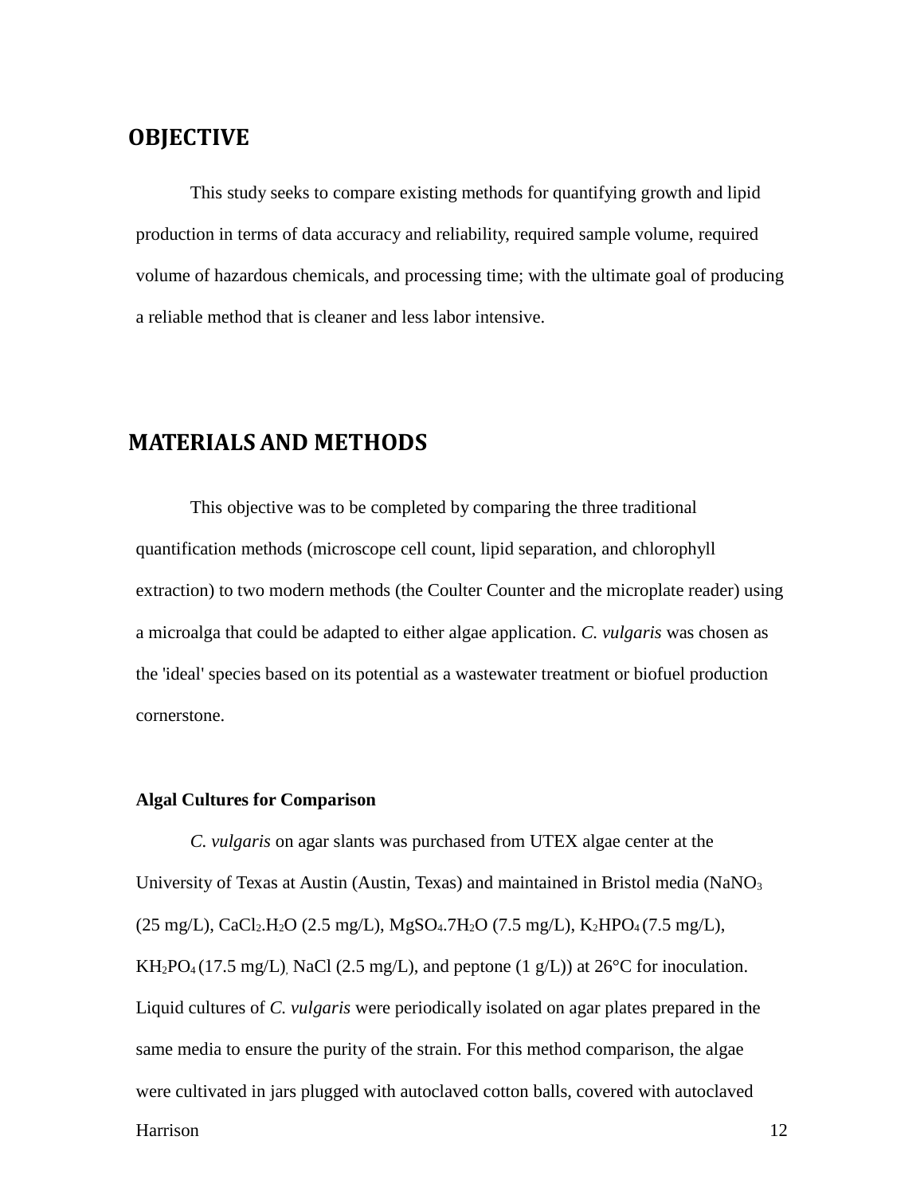## OBJECTIVE

This study seeks to compare existing methods for quantifying growth and lipid production in terms of data accuracy and reliability, required sample volume, required volume of hazardous chemicals, and processing time; with the ultimate goal of producing a reliable method that is cleaner and less labor intensive.

## MATERIALS AND METHODS

This objective was to be completed by comparing the three traditional quantification methods (microscope cell count, lipid separation, and chlorophyll extraction) to two modern methods (the Coulter Counter and the microplate reader) using a microalga that could be adapted to either algae application. *C. vulgaris* was chosen as the 'ideal' species based on its potential as a wastewater treatment or biofuel production cornerstone.

### Algal Cultures for Comparison

*C. vulgaris* on agar slants was purchased from UTEX algae center at the University of Texas at Austin (Austin, Texas) and maintained in Bristol media ($NaNO_3$ (25 mg/L), $CaCl_2.H_2O$ (2.5 mg/L), $MgSO_4.7H_2O$ (7.5 mg/L), $K_2HPO_4$ (7.5 mg/L), $KH_2PO_4$ (17.5 mg/L), NaCl (2.5 mg/L), and peptone (1 g/L)) at 26°C for inoculation. Liquid cultures of *C. vulgaris* were periodically isolated on agar plates prepared in the same media to ensure the purity of the strain. For this method comparison, the algae were cultivated in jars plugged with autoclaved cotton balls, covered with autoclaved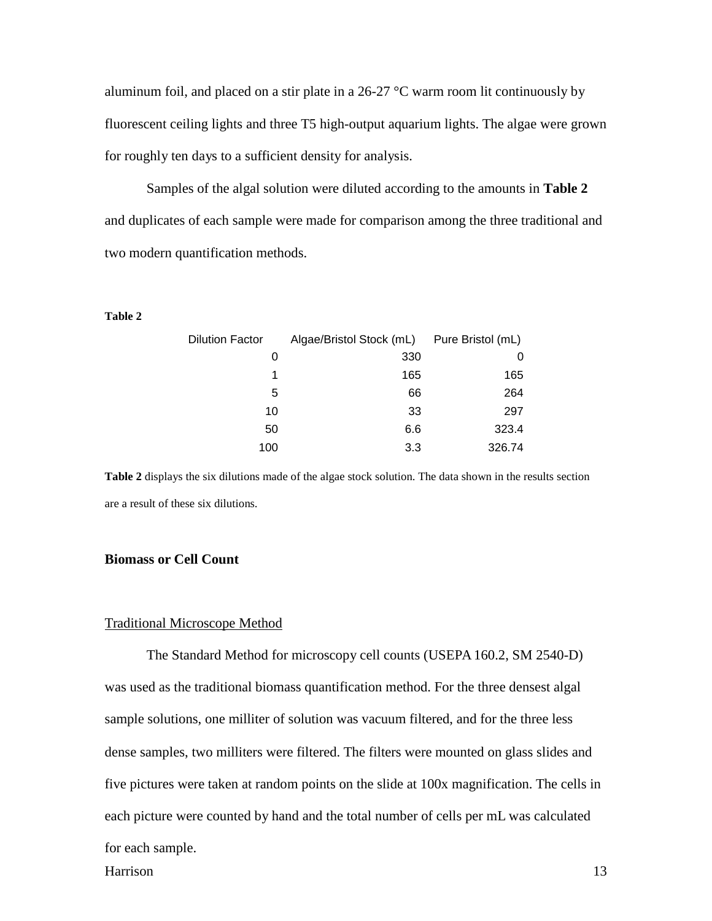aluminum foil, and placed on a stir plate in a 26-27 °C warm room lit continuously by fluorescent ceiling lights and three T5 high-output aquarium lights. The algae were grown for roughly ten days to a sufficient density for analysis.

Samples of the algal solution were diluted according to the amounts in **Table 2** and duplicates of each sample were made for comparison among the three traditional and two modern quantification methods.

**Table 2**

| Dilution Factor | Algae/Bristol Stock (mL) | Pure Bristol (mL) |
|---|---|---|
| 0 | 330 | 0 |
| 1 | 165 | 165 |
| 5 | 66 | 264 |
| 10 | 33 | 297 |
| 50 | 6.6 | 323.4 |
| 100 | 3.3 | 326.74 |

**Table 2** displays the six dilutions made of the algae stock solution. The data shown in the results section are a result of these six dilutions.

### Biomass or Cell Count

#### Traditional Microscope Method

The Standard Method for microscopy cell counts (USEPA 160.2, SM 2540-D) was used as the traditional biomass quantification method. For the three densest algal sample solutions, one milliter of solution was vacuum filtered, and for the three less dense samples, two milliters were filtered. The filters were mounted on glass slides and five pictures were taken at random points on the slide at 100x magnification. The cells in each picture were counted by hand and the total number of cells per mL was calculated for each sample.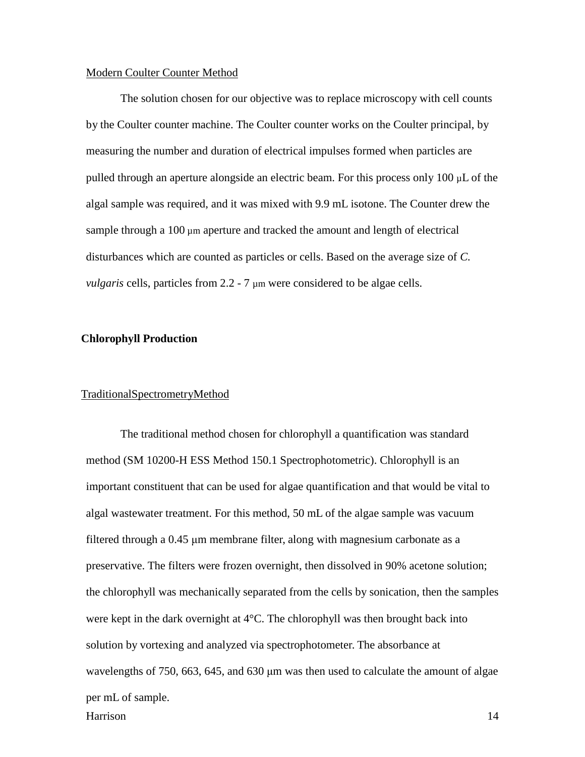Modern Coulter Counter Method

The solution chosen for our objective was to replace microscopy with cell counts by the Coulter counter machine. The Coulter counter works on the Coulter principal, by measuring the number and duration of electrical impulses formed when particles are pulled through an aperture alongside an electric beam. For this process only 100 μL of the algal sample was required, and it was mixed with 9.9 mL isotone. The Counter drew the sample through a 100 μm aperture and tracked the amount and length of electrical disturbances which are counted as particles or cells. Based on the average size of *C. vulgaris* cells, particles from 2.2 - 7 μm were considered to be algae cells.

**Chlorophyll Production**

TraditionalSpectrometryMethod

The traditional method chosen for chlorophyll a quantification was standard method (SM 10200-H ESS Method 150.1 Spectrophotometric). Chlorophyll is an important constituent that can be used for algae quantification and that would be vital to algal wastewater treatment. For this method, 50 mL of the algae sample was vacuum filtered through a 0.45 μm membrane filter, along with magnesium carbonate as a preservative. The filters were frozen overnight, then dissolved in 90% acetone solution; the chlorophyll was mechanically separated from the cells by sonication, then the samples were kept in the dark overnight at 4°C. The chlorophyll was then brought back into solution by vortexing and analyzed via spectrophotometer. The absorbance at wavelengths of 750, 663, 645, and 630 μm was then used to calculate the amount of algae per mL of sample.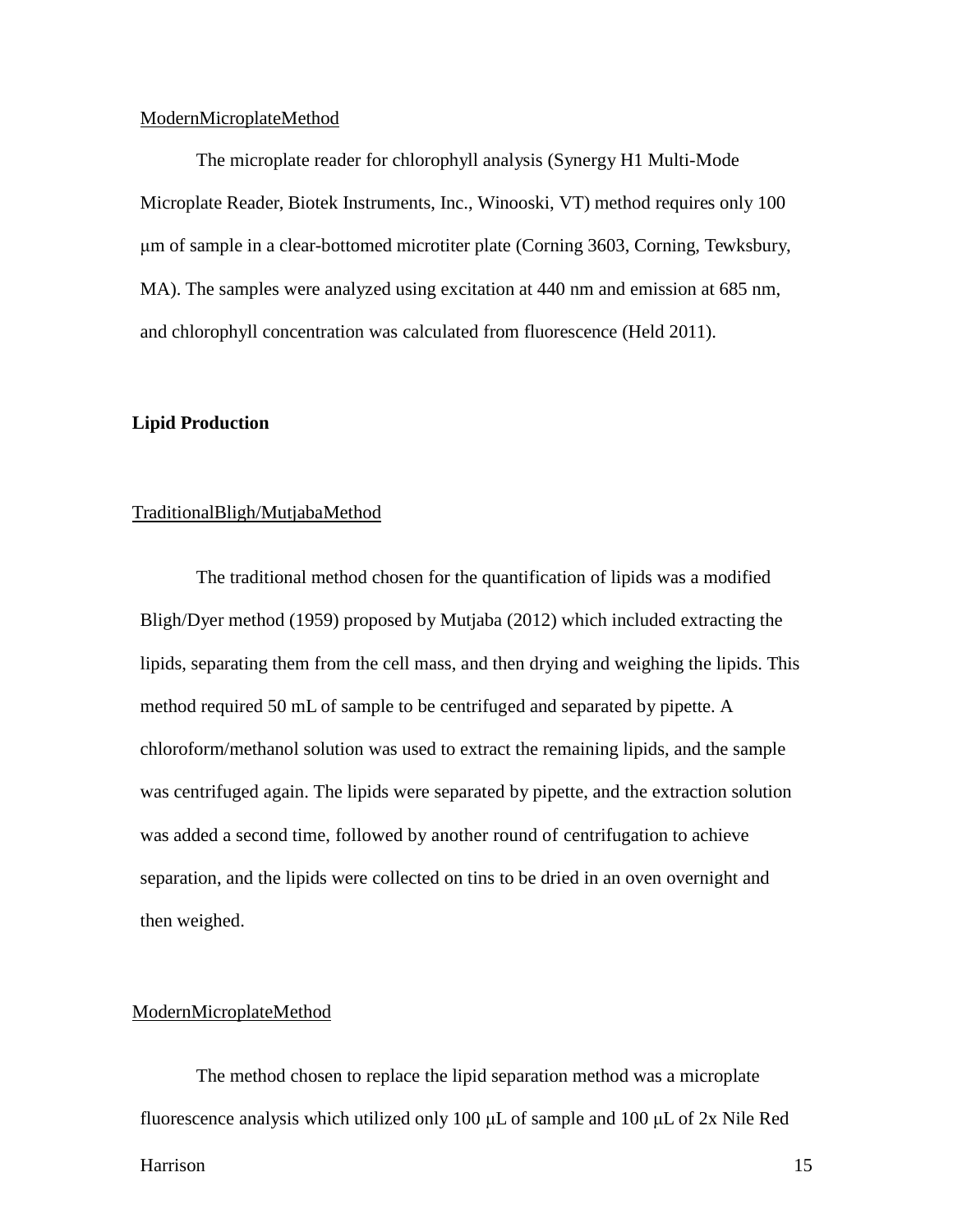ModernMicroplateMethod

The microplate reader for chlorophyll analysis (Synergy H1 Multi-Mode Microplate Reader, Biotek Instruments, Inc., Winooski, VT) method requires only 100 μm of sample in a clear-bottomed microtiter plate (Corning 3603, Corning, Tewksbury, MA). The samples were analyzed using excitation at 440 nm and emission at 685 nm, and chlorophyll concentration was calculated from fluorescence (Held 2011).

**Lipid Production**

TraditionalBligh/MutjabaMethod

The traditional method chosen for the quantification of lipids was a modified Bligh/Dyer method (1959) proposed by Mutjaba (2012) which included extracting the lipids, separating them from the cell mass, and then drying and weighing the lipids. This method required 50 mL of sample to be centrifuged and separated by pipette. A chloroform/methanol solution was used to extract the remaining lipids, and the sample was centrifuged again. The lipids were separated by pipette, and the extraction solution was added a second time, followed by another round of centrifugation to achieve separation, and the lipids were collected on tins to be dried in an oven overnight and then weighed.

ModernMicroplateMethod

The method chosen to replace the lipid separation method was a microplate fluorescence analysis which utilized only 100 μL of sample and 100 μL of 2x Nile Red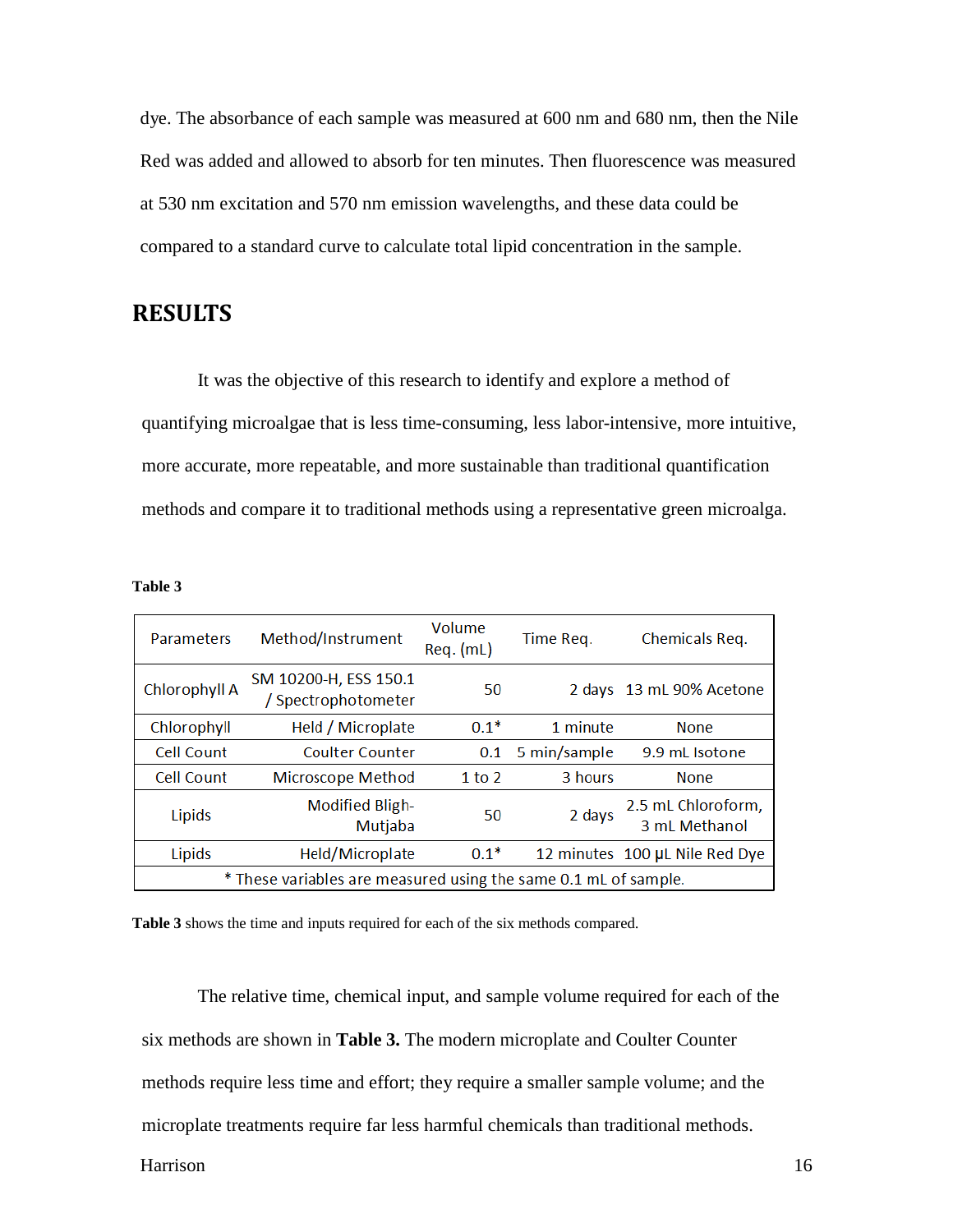dye. The absorbance of each sample was measured at 600 nm and 680 nm, then the Nile Red was added and allowed to absorb for ten minutes. Then fluorescence was measured at 530 nm excitation and 570 nm emission wavelengths, and these data could be compared to a standard curve to calculate total lipid concentration in the sample.

## RESULTS

It was the objective of this research to identify and explore a method of quantifying microalgae that is less time-consuming, less labor-intensive, more intuitive, more accurate, more repeatable, and more sustainable than traditional quantification methods and compare it to traditional methods using a representative green microalga.

**Table 3**

| Parameters | Method/Instrument | Volume Req. (mL) | Time Req. | Chemicals Req. |
|---|---|---|---|---|
| Chlorophyll A | SM 10200-H, ESS 150.1 / Spectrophotometer | 50 | 2 days | 13 mL 90% Acetone |
| Chlorophyll | Held / Microplate | 0.1* | 1 minute | None |
| Cell Count | Coulter Counter | 0.1 | 5 min/sample | 9.9 mL Isotone |
| Cell Count | Microscope Method | 1 to 2 | 3 hours | None |
| Lipids | Modified Bligh-Mutjaba | 50 | 2 days | 2.5 mL Chloroform, 3 mL Methanol |
| Lipids | Held/Microplate | 0.1* | 12 minutes | 100 µL Nile Red Dye |
| * These variables are measured using the same 0.1 mL of sample. | | | | |

**Table 3** shows the time and inputs required for each of the six methods compared.

The relative time, chemical input, and sample volume required for each of the six methods are shown in **Table 3.** The modern microplate and Coulter Counter methods require less time and effort; they require a smaller sample volume; and the microplate treatments require far less harmful chemicals than traditional methods.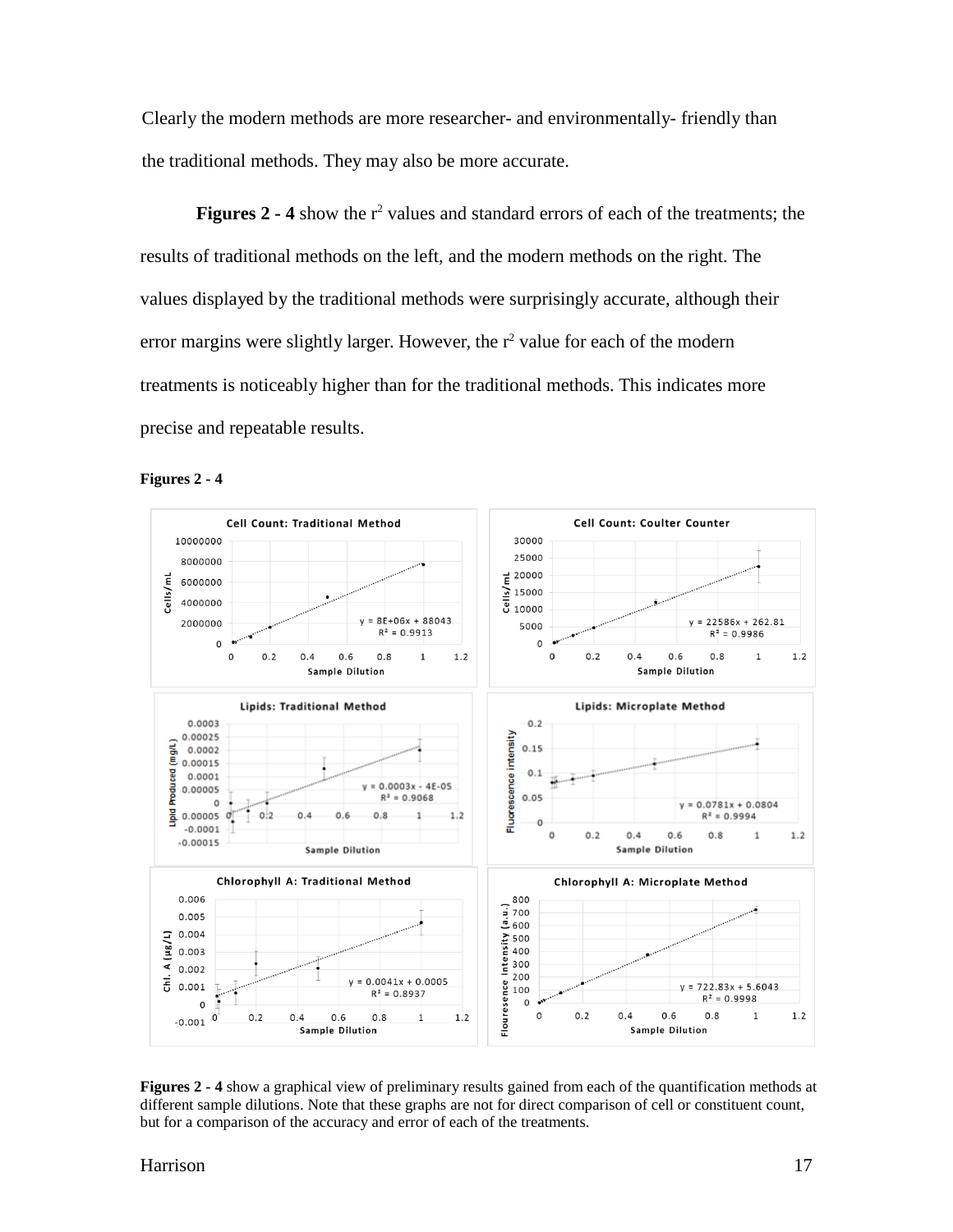Clearly the modern methods are more researcher- and environmentally- friendly than the traditional methods. They may also be more accurate.

**Figures 2 - 4** show the $r^2$ values and standard errors of each of the treatments; the results of traditional methods on the left, and the modern methods on the right. The values displayed by the traditional methods were surprisingly accurate, although their error margins were slightly larger. However, the $r^2$ value for each of the modern treatments is noticeably higher than for the traditional methods. This indicates more precise and repeatable results.

**Figures 2 - 4**

**Figures 2 - 4** show a graphical view of preliminary results gained from each of the quantification methods at different sample dilutions. Note that these graphs are not for direct comparison of cell or constituent count, but for a comparison of the accuracy and error of each of the treatments.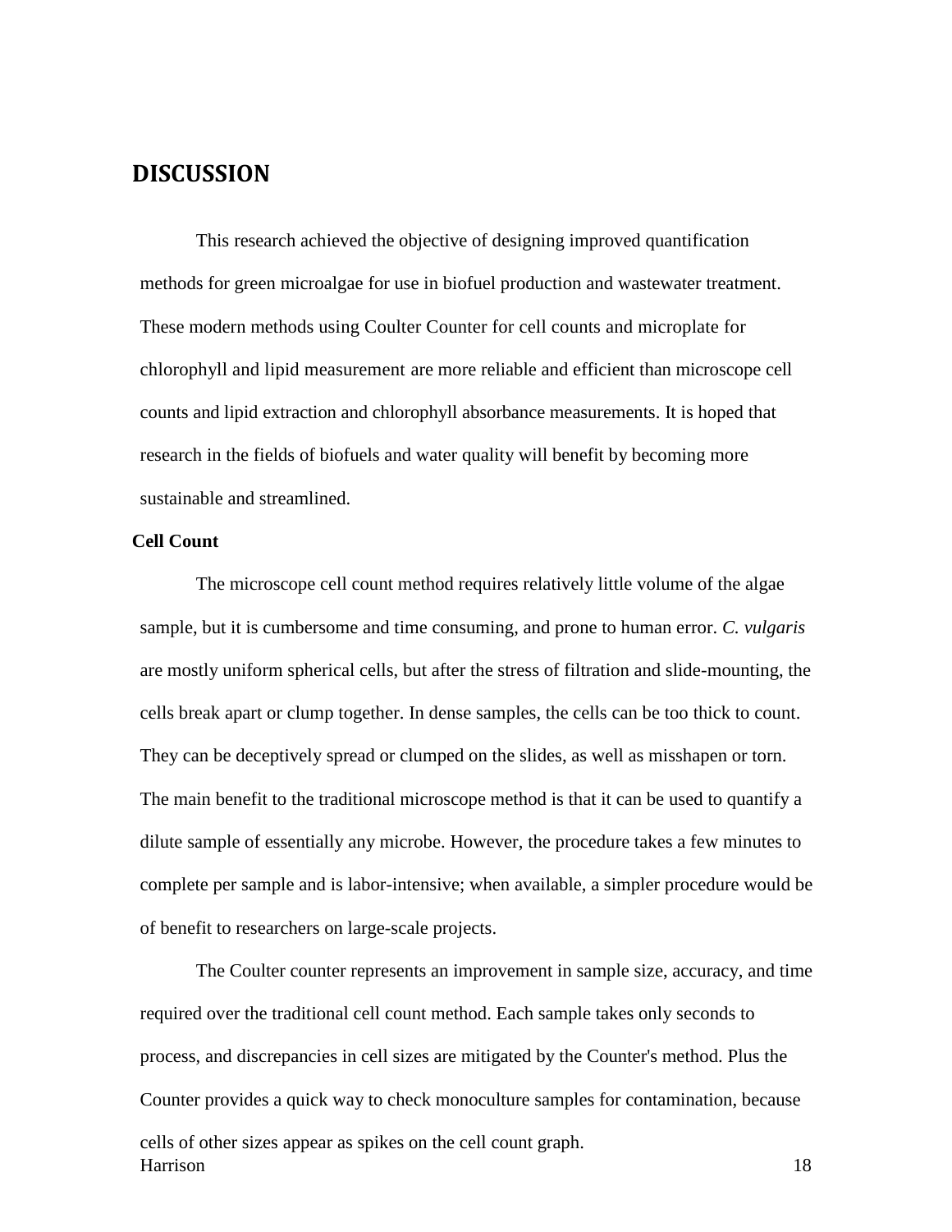# DISCUSSION

This research achieved the objective of designing improved quantification methods for green microalgae for use in biofuel production and wastewater treatment. These modern methods using Coulter Counter for cell counts and microplate for chlorophyll and lipid measurement are more reliable and efficient than microscope cell counts and lipid extraction and chlorophyll absorbance measurements. It is hoped that research in the fields of biofuels and water quality will benefit by becoming more sustainable and streamlined.

**Cell Count**

The microscope cell count method requires relatively little volume of the algae sample, but it is cumbersome and time consuming, and prone to human error. *C. vulgaris* are mostly uniform spherical cells, but after the stress of filtration and slide-mounting, the cells break apart or clump together. In dense samples, the cells can be too thick to count. They can be deceptively spread or clumped on the slides, as well as misshapen or torn. The main benefit to the traditional microscope method is that it can be used to quantify a dilute sample of essentially any microbe. However, the procedure takes a few minutes to complete per sample and is labor-intensive; when available, a simpler procedure would be of benefit to researchers on large-scale projects.

The Coulter counter represents an improvement in sample size, accuracy, and time required over the traditional cell count method. Each sample takes only seconds to process, and discrepancies in cell sizes are mitigated by the Counter's method. Plus the Counter provides a quick way to check monoculture samples for contamination, because cells of other sizes appear as spikes on the cell count graph.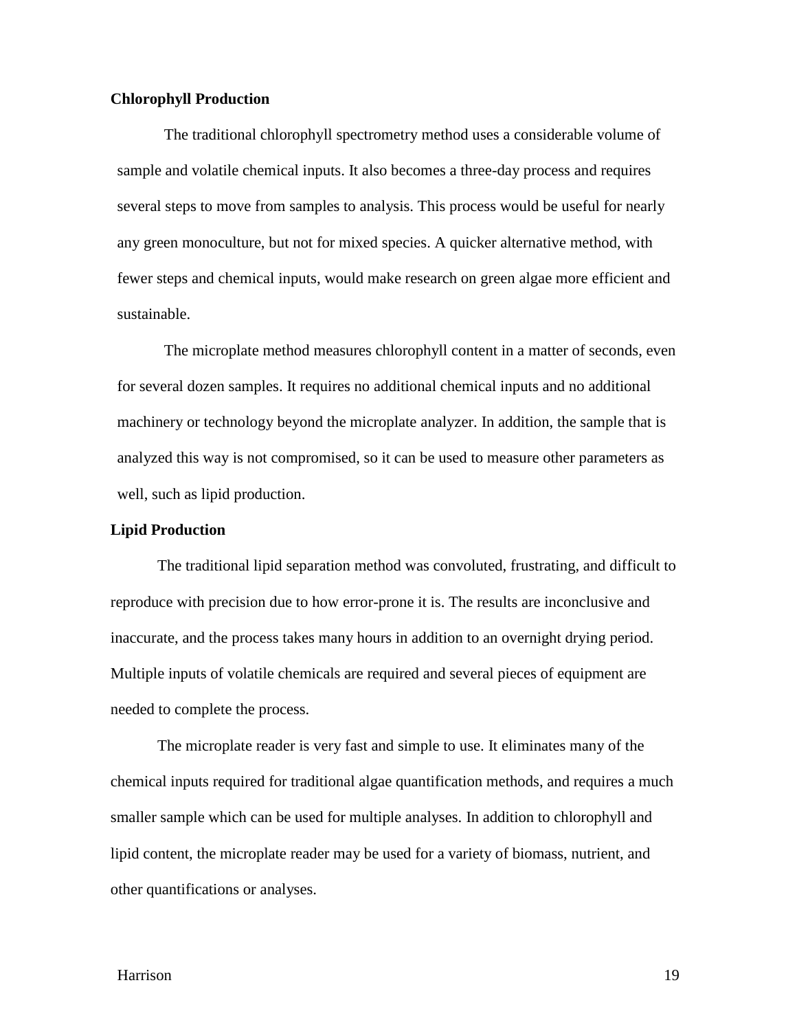**Chlorophyll Production**

The traditional chlorophyll spectrometry method uses a considerable volume of sample and volatile chemical inputs. It also becomes a three-day process and requires several steps to move from samples to analysis. This process would be useful for nearly any green monoculture, but not for mixed species. A quicker alternative method, with fewer steps and chemical inputs, would make research on green algae more efficient and sustainable.

The microplate method measures chlorophyll content in a matter of seconds, even for several dozen samples. It requires no additional chemical inputs and no additional machinery or technology beyond the microplate analyzer. In addition, the sample that is analyzed this way is not compromised, so it can be used to measure other parameters as well, such as lipid production.

**Lipid Production**

The traditional lipid separation method was convoluted, frustrating, and difficult to reproduce with precision due to how error-prone it is. The results are inconclusive and inaccurate, and the process takes many hours in addition to an overnight drying period. Multiple inputs of volatile chemicals are required and several pieces of equipment are needed to complete the process.

The microplate reader is very fast and simple to use. It eliminates many of the chemical inputs required for traditional algae quantification methods, and requires a much smaller sample which can be used for multiple analyses. In addition to chlorophyll and lipid content, the microplate reader may be used for a variety of biomass, nutrient, and other quantifications or analyses.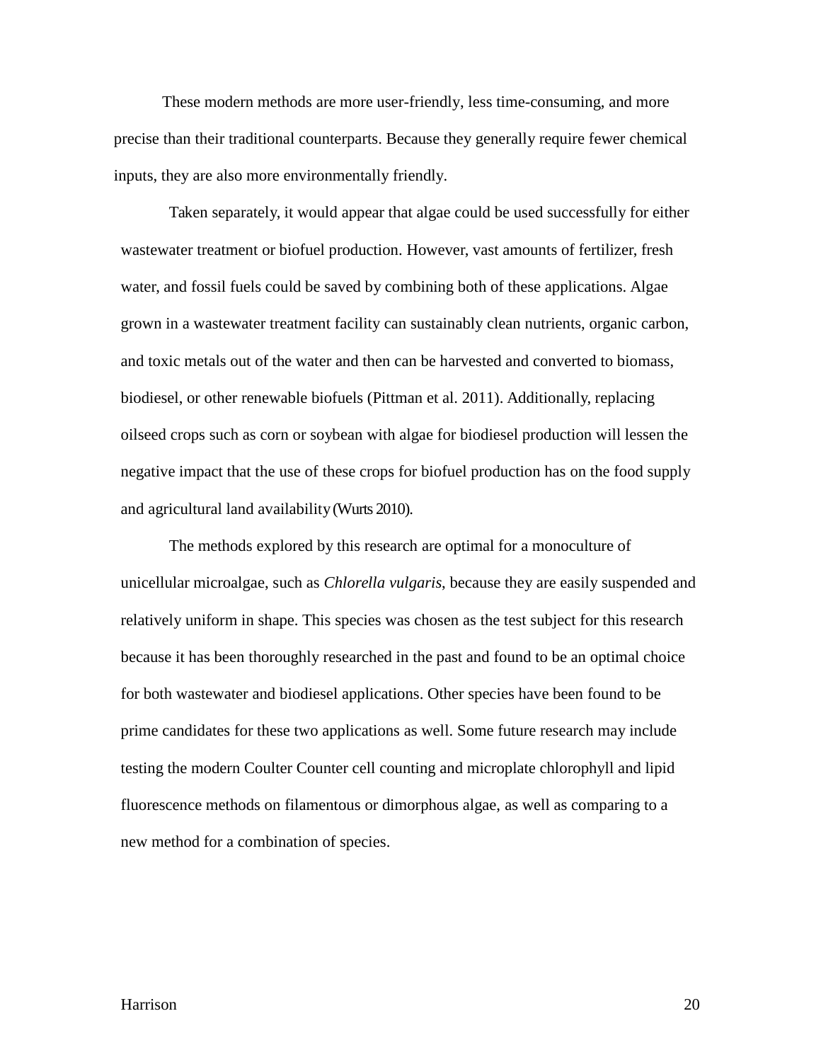These modern methods are more user-friendly, less time-consuming, and more precise than their traditional counterparts. Because they generally require fewer chemical inputs, they are also more environmentally friendly.

Taken separately, it would appear that algae could be used successfully for either wastewater treatment or biofuel production. However, vast amounts of fertilizer, fresh water, and fossil fuels could be saved by combining both of these applications. Algae grown in a wastewater treatment facility can sustainably clean nutrients, organic carbon, and toxic metals out of the water and then can be harvested and converted to biomass, biodiesel, or other renewable biofuels (Pittman et al. 2011). Additionally, replacing oilseed crops such as corn or soybean with algae for biodiesel production will lessen the negative impact that the use of these crops for biofuel production has on the food supply and agricultural land availability (Wurts 2010).

The methods explored by this research are optimal for a monoculture of unicellular microalgae, such as *Chlorella vulgaris*, because they are easily suspended and relatively uniform in shape. This species was chosen as the test subject for this research because it has been thoroughly researched in the past and found to be an optimal choice for both wastewater and biodiesel applications. Other species have been found to be prime candidates for these two applications as well. Some future research may include testing the modern Coulter Counter cell counting and microplate chlorophyll and lipid fluorescence methods on filamentous or dimorphous algae, as well as comparing to a new method for a combination of species.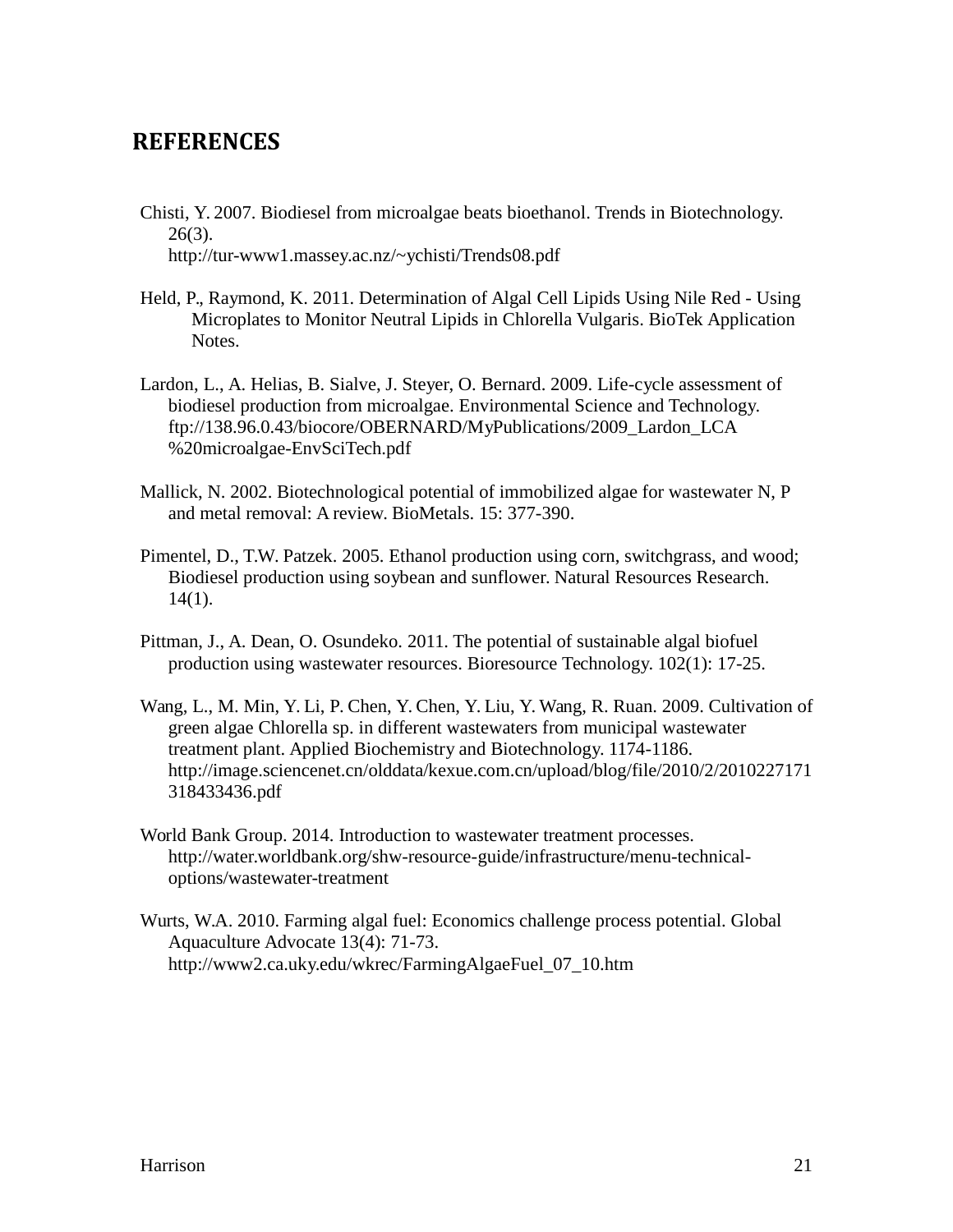# REFERENCES

Chisti, Y. 2007. Biodiesel from microalgae beats bioethanol. Trends in Biotechnology. 26(3). http://tur-www1.massey.ac.nz/~ychisti/Trends08.pdf

Held, P., Raymond, K. 2011. Determination of Algal Cell Lipids Using Nile Red - Using Microplates to Monitor Neutral Lipids in Chlorella Vulgaris. BioTek Application Notes.

Lardon, L., A. Helias, B. Sialve, J. Steyer, O. Bernard. 2009. Life-cycle assessment of biodiesel production from microalgae. Environmental Science and Technology. ftp://138.96.0.43/biocore/OBERNARD/MyPublications/2009_Lardon_LCA%20microalgae-EnvSciTech.pdf

Mallick, N. 2002. Biotechnological potential of immobilized algae for wastewater N, P and metal removal: A review. BioMetals. 15: 377-390.

Pimentel, D., T.W. Patzek. 2005. Ethanol production using corn, switchgrass, and wood; Biodiesel production using soybean and sunflower. Natural Resources Research. 14(1).

Pittman, J., A. Dean, O. Osundeko. 2011. The potential of sustainable algal biofuel production using wastewater resources. Bioresource Technology. 102(1): 17-25.

Wang, L., M. Min, Y. Li, P. Chen, Y. Chen, Y. Liu, Y. Wang, R. Ruan. 2009. Cultivation of green algae Chlorella sp. in different wastewaters from municipal wastewater treatment plant. Applied Biochemistry and Biotechnology. 1174-1186. http://image.sciencenet.cn/olddata/kexue.com.cn/upload/blog/file/2010/2/2010227171318433436.pdf

World Bank Group. 2014. Introduction to wastewater treatment processes. http://water.worldbank.org/shw-resource-guide/infrastructure/menu-technical-options/wastewater-treatment

Wurts, W.A. 2010. Farming algal fuel: Economics challenge process potential. Global Aquaculture Advocate 13(4): 71-73. http://www2.ca.uky.edu/wkrec/FarmingAlgaeFuel_07_10.htm